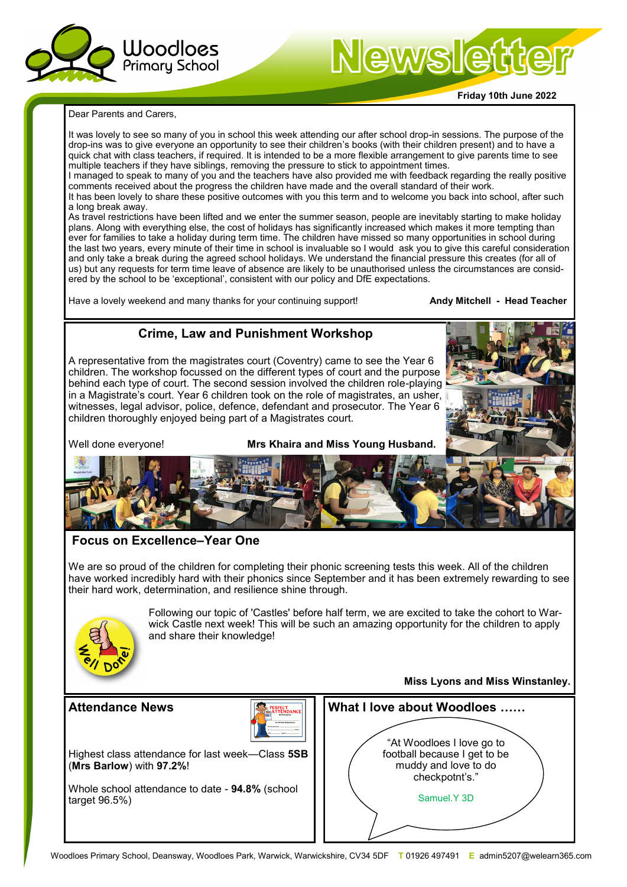# Woodloes Primary School

# Newsletter

**Friday 10th June 2022**

Dear Parents and Carers,

It was lovely to see so many of you in school this week attending our after school drop-in sessions. The purpose of the drop-ins was to give everyone an opportunity to see their children's books (with their children present) and to have a quick chat with class teachers, if required. It is intended to be a more flexible arrangement to give parents time to see multiple teachers if they have siblings, removing the pressure to stick to appointment times.

I managed to speak to many of you and the teachers have also provided me with feedback regarding the really positive comments received about the progress the children have made and the overall standard of their work.

It has been lovely to share these positive outcomes with you this term and to welcome you back into school, after such a long break away.

As travel restrictions have been lifted and we enter the summer season, people are inevitably starting to make holiday plans. Along with everything else, the cost of holidays has significantly increased which makes it more tempting than ever for families to take a holiday during term time. The children have missed so many opportunities in school during the last two years, every minute of their time in school is invaluable so I would ask you to give this careful consideration and only take a break during the agreed school holidays. We understand the financial pressure this creates (for all of us) but any requests for term time leave of absence are likely to be unauthorised unless the circumstances are considered by the school to be 'exceptional', consistent with our policy and DfE expectations.

Have a lovely weekend and many thanks for your continuing support!

**Andy Mitchell - Head Teacher**

## Crime, Law and Punishment Workshop

A representative from the magistrates court (Coventry) came to see the Year 6 children. The workshop focussed on the different types of court and the purpose behind each type of court. The second session involved the children role-playing in a Magistrate's court. Year 6 children took on the role of magistrates, an usher, witnesses, legal advisor, police, defence, defendant and prosecutor. The Year 6 children thoroughly enjoyed being part of a Magistrates court.

Well done everyone!

**Mrs Khaira and Miss Young Husband.**

## Focus on Excellence–Year One

We are so proud of the children for completing their phonic screening tests this week. All of the children have worked incredibly hard with their phonics since September and it has been extremely rewarding to see their hard work, determination, and resilience shine through.

Following our topic of 'Castles' before half term, we are excited to take the cohort to Warwick Castle next week! This will be such an amazing opportunity for the children to apply and share their knowledge!

**Miss Lyons and Miss Winstanley.**

## Attendance News

Highest class attendance for last week—Class **5SB** (**Mrs Barlow**) with **97.2%**!

Whole school attendance to date - **94.8%** (school target 96.5%)

## What I love about Woodloes ……

"At Woodloes I love go to football because I get to be muddy and love to do checkpotnt's."

Samuel.Y 3D

Woodloes Primary School, Deansway, Woodloes Park, Warwick, Warwickshire, CV34 5DF **T** 01926 497491 **E** admin5207@welearn365.com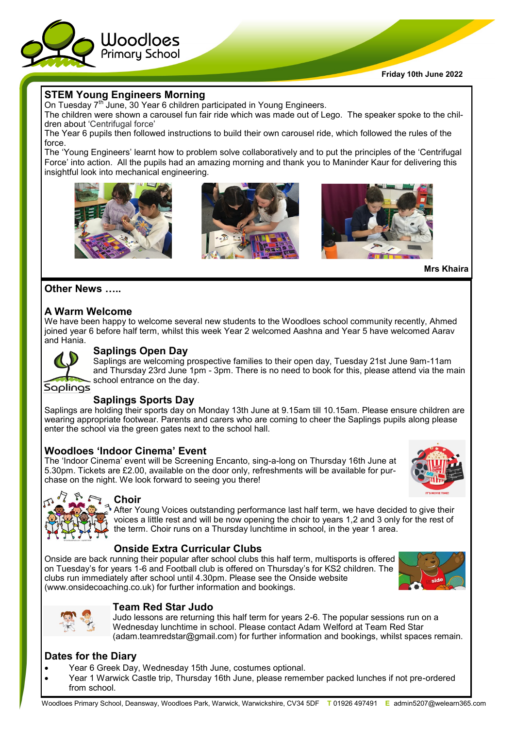Woodloes Primary School

**Friday 10th June 2022**

## STEM Young Engineers Morning

On Tuesday 7th June, 30 Year 6 children participated in Young Engineers.
The children were shown a carousel fun fair ride which was made out of Lego. The speaker spoke to the children about 'Centrifugal force'
The Year 6 pupils then followed instructions to build their own carousel ride, which followed the rules of the force.
The 'Young Engineers' learnt how to problem solve collaboratively and to put the principles of the 'Centrifugal Force' into action. All the pupils had an amazing morning and thank you to Maninder Kaur for delivering this insightful look into mechanical engineering.

**Mrs Khaira**

## Other News …..

### A Warm Welcome

We have been happy to welcome several new students to the Woodloes school community recently, Ahmed joined year 6 before half term, whilst this week Year 2 welcomed Aashna and Year 5 have welcomed Aarav and Hania.

### Saplings Open Day

Saplings are welcoming prospective families to their open day, Tuesday 21st June 9am-11am and Thursday 23rd June 1pm - 3pm. There is no need to book for this, please attend via the main school entrance on the day.

### Saplings Sports Day

Saplings are holding their sports day on Monday 13th June at 9.15am till 10.15am. Please ensure children are wearing appropriate footwear. Parents and carers who are coming to cheer the Saplings pupils along please enter the school via the green gates next to the school hall.

### Woodloes 'Indoor Cinema' Event

The 'Indoor Cinema' event will be Screening Encanto, sing-a-long on Thursday 16th June at 5.30pm. Tickets are £2.00, available on the door only, refreshments will be available for purchase on the night. We look forward to seeing you there!

### Choir

After Young Voices outstanding performance last half term, we have decided to give their voices a little rest and will be now opening the choir to years 1,2 and 3 only for the rest of the term. Choir runs on a Thursday lunchtime in school, in the year 1 area.

### Onside Extra Curricular Clubs

Onside are back running their popular after school clubs this half term, multisports is offered on Tuesday's for years 1-6 and Football club is offered on Thursday's for KS2 children. The clubs run immediately after school until 4.30pm. Please see the Onside website (www.onsidecoaching.co.uk) for further information and bookings.

### Team Red Star Judo

Judo lessons are returning this half term for years 2-6. The popular sessions run on a Wednesday lunchtime in school. Please contact Adam Welford at Team Red Star (adam.teamredstar@gmail.com) for further information and bookings, whilst spaces remain.

### Dates for the Diary

- Year 6 Greek Day, Wednesday 15th June, costumes optional.
- Year 1 Warwick Castle trip, Thursday 16th June, please remember packed lunches if not pre-ordered from school.

Woodloes Primary School, Deansway, Woodloes Park, Warwick, Warwickshire, CV34 5DF **T** 01926 497491 **E** admin5207@welearn365.com